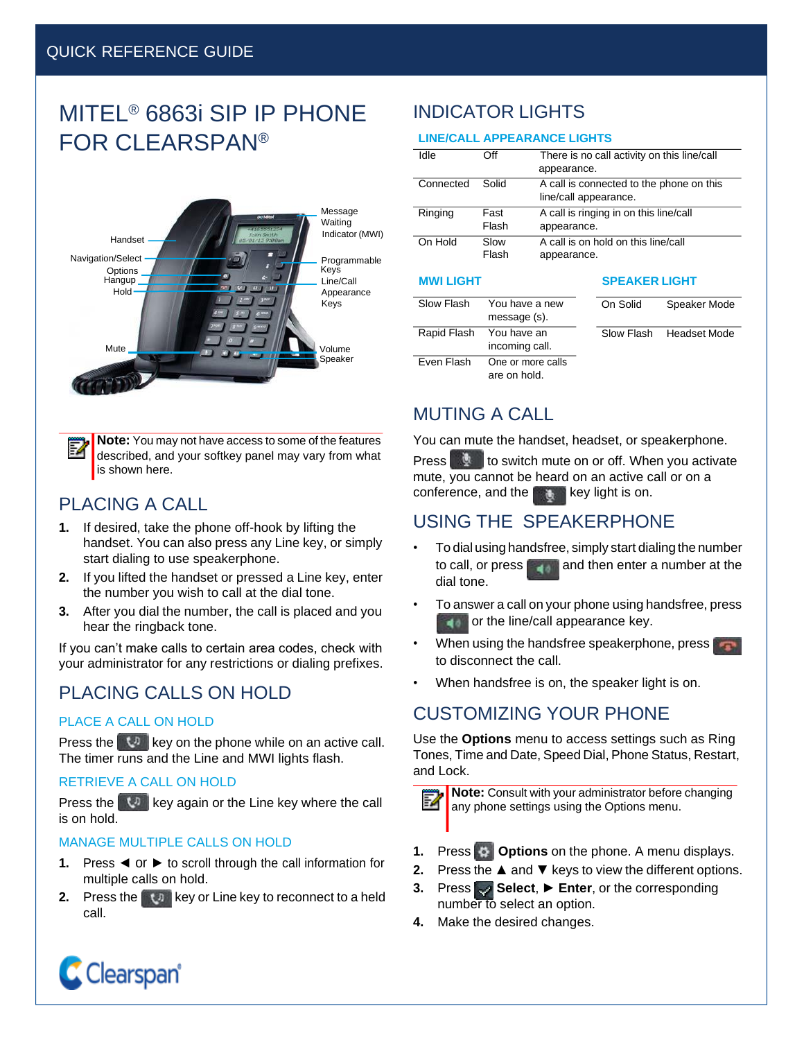QUICK REFERENCE GUIDE

# MITEL® 6863i SIP IP PHONE FOR CLEARSPAN®

Handset
Navigation/Select
Options
Hangup
Hold
Mute
Message Waiting Indicator (MWI)
Programmable Keys
Line/Call Appearance Keys
Volume
Speaker

**Note:** You may not have access to some of the features described, and your softkey panel may vary from what is shown here.

## PLACING A CALL

1. If desired, take the phone off-hook by lifting the handset. You can also press any Line key, or simply start dialing to use speakerphone.
2. If you lifted the handset or pressed a Line key, enter the number you wish to call at the dial tone.
3. After you dial the number, the call is placed and you hear the ringback tone.

If you can't make calls to certain area codes, check with your administrator for any restrictions or dialing prefixes.

## PLACING CALLS ON HOLD

### PLACE A CALL ON HOLD

Press the key on the phone while on an active call. The timer runs and the Line and MWI lights flash.

### RETRIEVE A CALL ON HOLD

Press the key again or the Line key where the call is on hold.

### MANAGE MULTIPLE CALLS ON HOLD

1. Press ◄ or ► to scroll through the call information for multiple calls on hold.
2. Press the key or Line key to reconnect to a held call.

## INDICATOR LIGHTS

### LINE/CALL APPEARANCE LIGHTS

| | | |
|---|---|---|
| Idle | Off | There is no call activity on this line/call appearance. |
| Connected | Solid | A call is connected to the phone on this line/call appearance. |
| Ringing | Fast Flash | A call is ringing in on this line/call appearance. |
| On Hold | Slow Flash | A call is on hold on this line/call appearance. |

### MWI LIGHT

| | |
|---|---|
| Slow Flash | You have a new message (s). |
| Rapid Flash | You have an incoming call. |
| Even Flash | One or more calls are on hold. |

### SPEAKER LIGHT

| | |
|---|---|
| On Solid | Speaker Mode |
| Slow Flash | Headset Mode |

## MUTING A CALL

You can mute the handset, headset, or speakerphone.

Press to switch mute on or off. When you activate mute, you cannot be heard on an active call or on a conference, and the key light is on.

## USING THE SPEAKERPHONE

- To dial using handsfree, simply start dialing the number to call, or press and then enter a number at the dial tone.
- To answer a call on your phone using handsfree, press or the line/call appearance key.
- When using the handsfree speakerphone, press to disconnect the call.
- When handsfree is on, the speaker light is on.

## CUSTOMIZING YOUR PHONE

Use the **Options** menu to access settings such as Ring Tones, Time and Date, Speed Dial, Phone Status, Restart, and Lock.

**Note:** Consult with your administrator before changing any phone settings using the Options menu.

1. Press **Options** on the phone. A menu displays.
2. Press the ▲ and ▼ keys to view the different options.
3. Press **Select**, ► **Enter**, or the corresponding number to select an option.
4. Make the desired changes.

Clearspan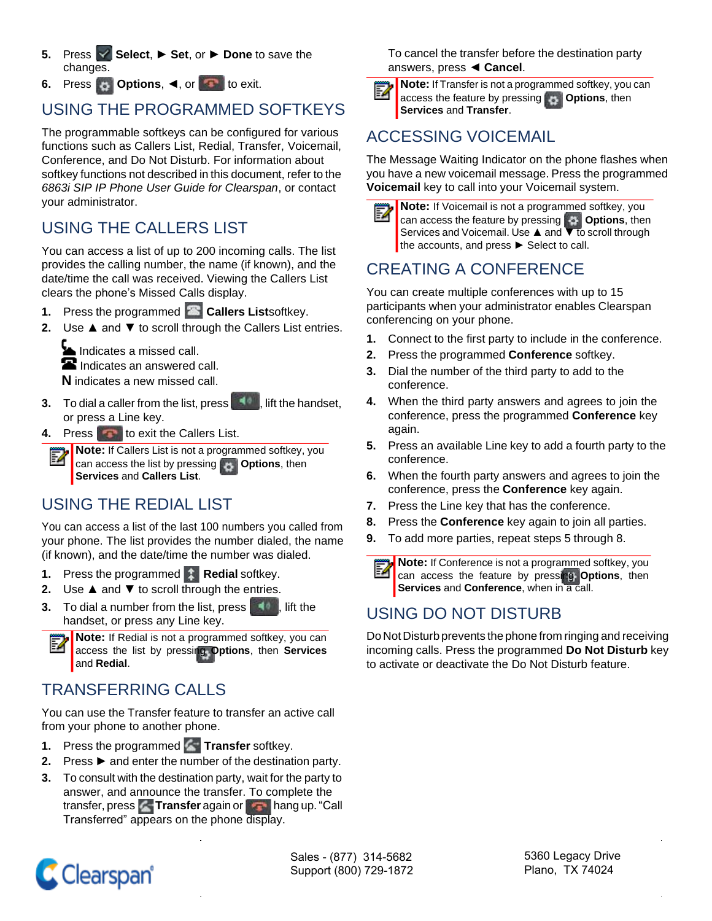5. Press **Select**, ► **Set**, or ► **Done** to save the changes.
6. Press **Options**, ◄, or to exit.

## USING THE PROGRAMMED SOFTKEYS

The programmable softkeys can be configured for various functions such as Callers List, Redial, Transfer, Voicemail, Conference, and Do Not Disturb. For information about softkey functions not described in this document, refer to the *6863i SIP IP Phone User Guide for Clearspan*, or contact your administrator.

## USING THE CALLERS LIST

You can access a list of up to 200 incoming calls. The list provides the calling number, the name (if known), and the date/time the call was received. Viewing the Callers List clears the phone's Missed Calls display.

1. Press the programmed **Callers List**softkey.
2. Use ▲ and ▼ to scroll through the Callers List entries.

   Indicates a missed call.
   Indicates an answered call.
   **N** indicates a new missed call.

3. To dial a caller from the list, press , lift the handset, or press a Line key.
4. Press to exit the Callers List.

**Note:** If Callers List is not a programmed softkey, you can access the list by pressing **Options**, then **Services** and **Callers List**.

## USING THE REDIAL LIST

You can access a list of the last 100 numbers you called from your phone. The list provides the number dialed, the name (if known), and the date/time the number was dialed.

1. Press the programmed **Redial** softkey.
2. Use ▲ and ▼ to scroll through the entries.
3. To dial a number from the list, press , lift the handset, or press any Line key.

**Note:** If Redial is not a programmed softkey, you can access the list by pressing **Options**, then **Services** and **Redial**.

## TRANSFERRING CALLS

You can use the Transfer feature to transfer an active call from your phone to another phone.

1. Press the programmed **Transfer** softkey.
2. Press ► and enter the number of the destination party.
3. To consult with the destination party, wait for the party to answer, and announce the transfer. To complete the transfer, press **Transfer** again or hang up. "Call Transferred" appears on the phone display.

To cancel the transfer before the destination party answers, press ◄ **Cancel**.

**Note:** If Transfer is not a programmed softkey, you can access the feature by pressing **Options**, then **Services** and **Transfer**.

## ACCESSING VOICEMAIL

The Message Waiting Indicator on the phone flashes when you have a new voicemail message. Press the programmed **Voicemail** key to call into your Voicemail system.

**Note:** If Voicemail is not a programmed softkey, you can access the feature by pressing **Options**, then Services and Voicemail. Use ▲ and ▼ to scroll through the accounts, and press ► Select to call.

## CREATING A CONFERENCE

You can create multiple conferences with up to 15 participants when your administrator enables Clearspan conferencing on your phone.

1. Connect to the first party to include in the conference.
2. Press the programmed **Conference** softkey.
3. Dial the number of the third party to add to the conference.
4. When the third party answers and agrees to join the conference, press the programmed **Conference** key again.
5. Press an available Line key to add a fourth party to the conference.
6. When the fourth party answers and agrees to join the conference, press the **Conference** key again.
7. Press the Line key that has the conference.
8. Press the **Conference** key again to join all parties.
9. To add more parties, repeat steps 5 through 8.

**Note:** If Conference is not a programmed softkey, you can access the feature by pressing **Options**, then **Services** and **Conference**, when in a call.

## USING DO NOT DISTURB

Do Not Disturb prevents the phone from ringing and receiving incoming calls. Press the programmed **Do Not Disturb** key to activate or deactivate the Do Not Disturb feature.

Clearspan

Sales - (877) 314-5682
Support (800) 729-1872

5360 Legacy Drive
Plano, TX 74024